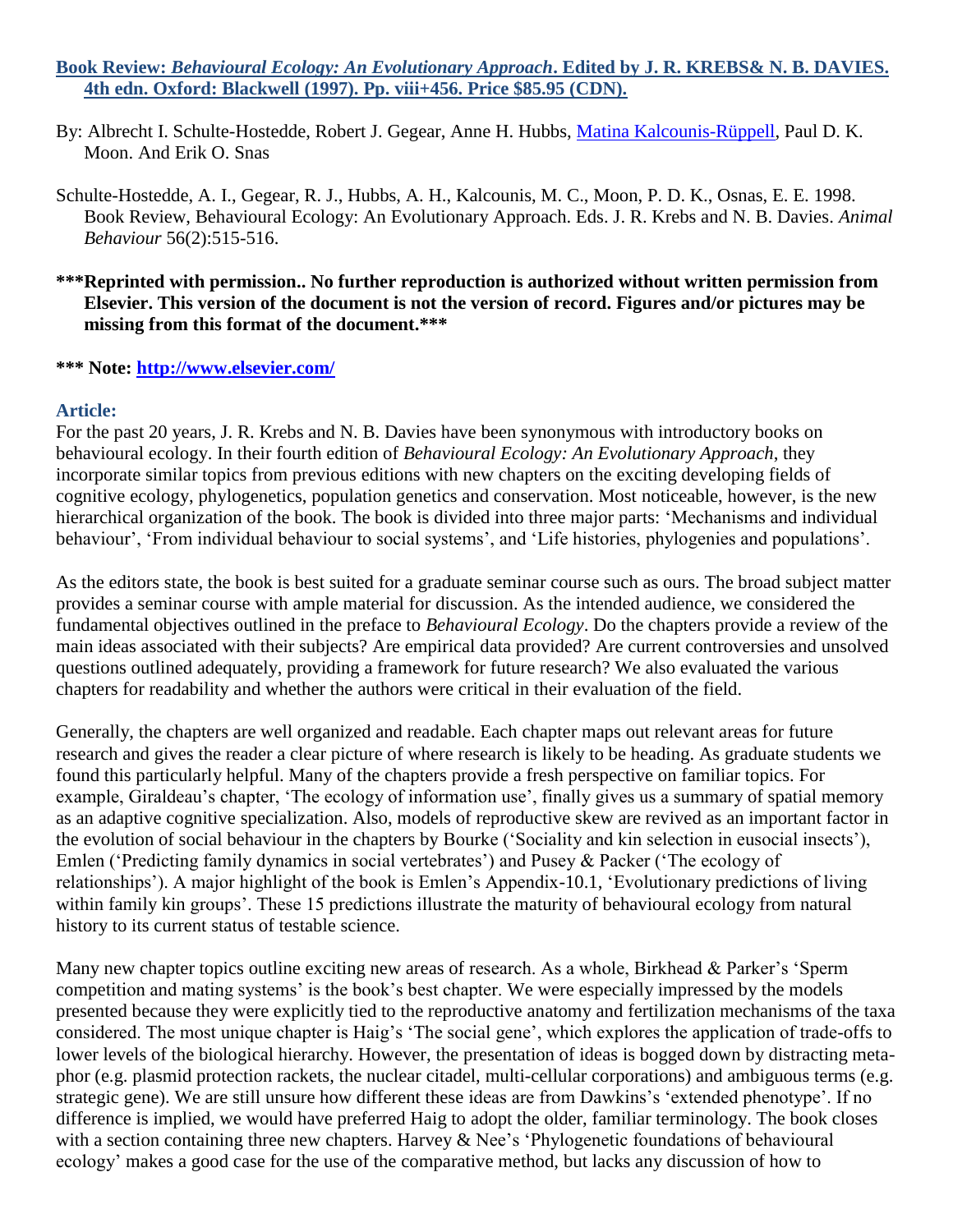**Book Review: *Behavioural Ecology: An Evolutionary Approach*. Edited by J. R. KREBS& N. B. DAVIES. 4th edn. Oxford: Blackwell (1997). Pp. viii+456. Price $85.95 (CDN).**

By: Albrecht I. Schulte-Hostedde, Robert J. Gegear, Anne H. Hubbs, Matina Kalcounis-Rüppell, Paul D. K. Moon. And Erik O. Snas

Schulte-Hostedde, A. I., Gegear, R. J., Hubbs, A. H., Kalcounis, M. C., Moon, P. D. K., Osnas, E. E. 1998. Book Review, Behavioural Ecology: An Evolutionary Approach. Eds. J. R. Krebs and N. B. Davies. *Animal Behaviour* 56(2):515-516.

**\*\*\*Reprinted with permission.. No further reproduction is authorized without written permission from Elsevier. This version of the document is not the version of record. Figures and/or pictures may be missing from this format of the document.\*\*\***

**\*\*\* Note: http://www.elsevier.com/**

## Article:

For the past 20 years, J. R. Krebs and N. B. Davies have been synonymous with introductory books on behavioural ecology. In their fourth edition of *Behavioural Ecology: An Evolutionary Approach*, they incorporate similar topics from previous editions with new chapters on the exciting developing fields of cognitive ecology, phylogenetics, population genetics and conservation. Most noticeable, however, is the new hierarchical organization of the book. The book is divided into three major parts: 'Mechanisms and individual behaviour', 'From individual behaviour to social systems', and 'Life histories, phylogenies and populations'.

As the editors state, the book is best suited for a graduate seminar course such as ours. The broad subject matter provides a seminar course with ample material for discussion. As the intended audience, we considered the fundamental objectives outlined in the preface to *Behavioural Ecology*. Do the chapters provide a review of the main ideas associated with their subjects? Are empirical data provided? Are current controversies and unsolved questions outlined adequately, providing a framework for future research? We also evaluated the various chapters for readability and whether the authors were critical in their evaluation of the field.

Generally, the chapters are well organized and readable. Each chapter maps out relevant areas for future research and gives the reader a clear picture of where research is likely to be heading. As graduate students we found this particularly helpful. Many of the chapters provide a fresh perspective on familiar topics. For example, Giraldeau's chapter, 'The ecology of information use', finally gives us a summary of spatial memory as an adaptive cognitive specialization. Also, models of reproductive skew are revived as an important factor in the evolution of social behaviour in the chapters by Bourke ('Sociality and kin selection in eusocial insects'), Emlen ('Predicting family dynamics in social vertebrates') and Pusey & Packer ('The ecology of relationships'). A major highlight of the book is Emlen's Appendix-10.1, 'Evolutionary predictions of living within family kin groups'. These 15 predictions illustrate the maturity of behavioural ecology from natural history to its current status of testable science.

Many new chapter topics outline exciting new areas of research. As a whole, Birkhead & Parker's 'Sperm competition and mating systems' is the book's best chapter. We were especially impressed by the models presented because they were explicitly tied to the reproductive anatomy and fertilization mechanisms of the taxa considered. The most unique chapter is Haig's 'The social gene', which explores the application of trade-offs to lower levels of the biological hierarchy. However, the presentation of ideas is bogged down by distracting metaphor (e.g. plasmid protection rackets, the nuclear citadel, multi-cellular corporations) and ambiguous terms (e.g. strategic gene). We are still unsure how different these ideas are from Dawkins's 'extended phenotype'. If no difference is implied, we would have preferred Haig to adopt the older, familiar terminology. The book closes with a section containing three new chapters. Harvey & Nee's 'Phylogenetic foundations of behavioural ecology' makes a good case for the use of the comparative method, but lacks any discussion of how to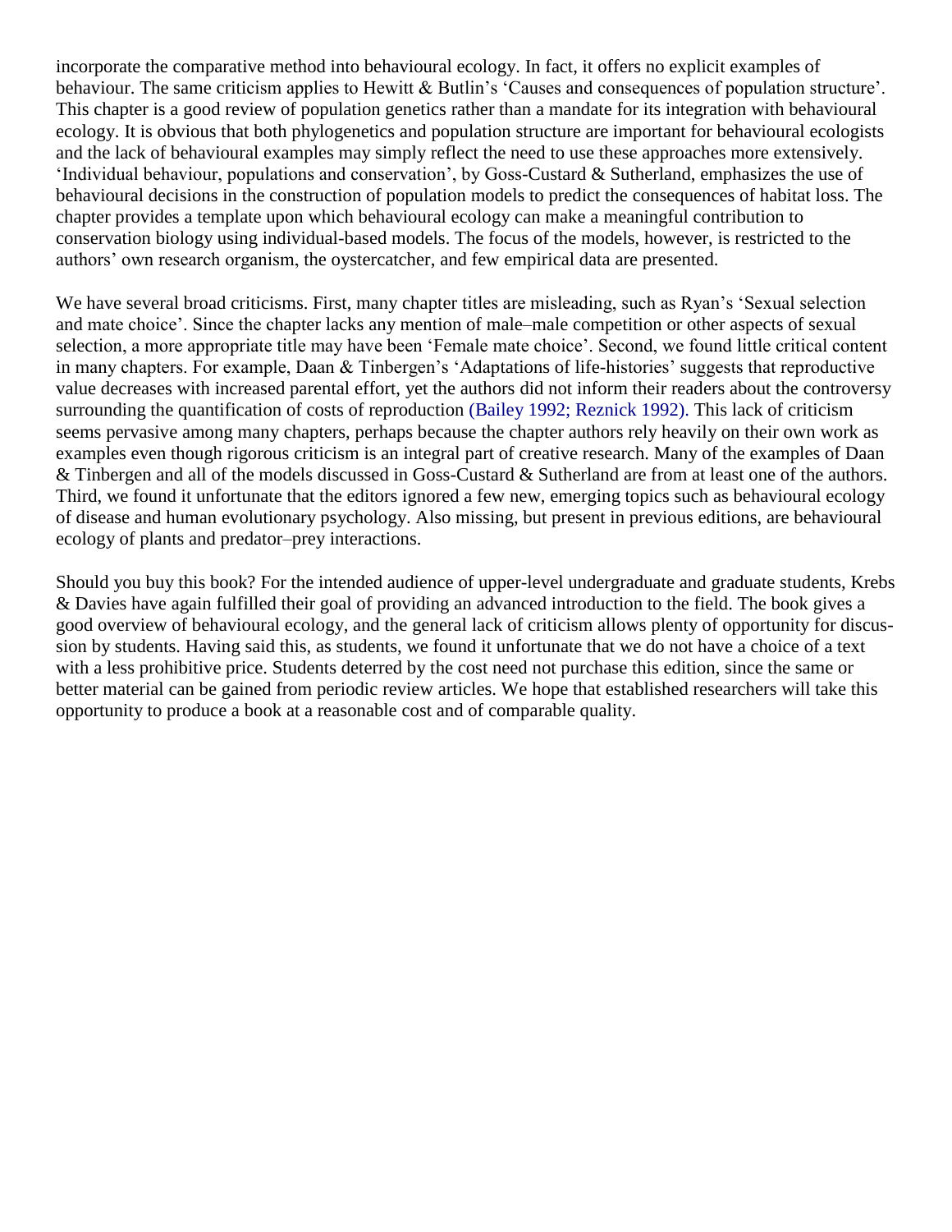incorporate the comparative method into behavioural ecology. In fact, it offers no explicit examples of behaviour. The same criticism applies to Hewitt & Butlin's 'Causes and consequences of population structure'. This chapter is a good review of population genetics rather than a mandate for its integration with behavioural ecology. It is obvious that both phylogenetics and population structure are important for behavioural ecologists and the lack of behavioural examples may simply reflect the need to use these approaches more extensively. 'Individual behaviour, populations and conservation', by Goss-Custard & Sutherland, emphasizes the use of behavioural decisions in the construction of population models to predict the consequences of habitat loss. The chapter provides a template upon which behavioural ecology can make a meaningful contribution to conservation biology using individual-based models. The focus of the models, however, is restricted to the authors' own research organism, the oystercatcher, and few empirical data are presented.

We have several broad criticisms. First, many chapter titles are misleading, such as Ryan's 'Sexual selection and mate choice'. Since the chapter lacks any mention of male–male competition or other aspects of sexual selection, a more appropriate title may have been 'Female mate choice'. Second, we found little critical content in many chapters. For example, Daan & Tinbergen's 'Adaptations of life-histories' suggests that reproductive value decreases with increased parental effort, yet the authors did not inform their readers about the controversy surrounding the quantification of costs of reproduction (Bailey 1992; Reznick 1992). This lack of criticism seems pervasive among many chapters, perhaps because the chapter authors rely heavily on their own work as examples even though rigorous criticism is an integral part of creative research. Many of the examples of Daan & Tinbergen and all of the models discussed in Goss-Custard & Sutherland are from at least one of the authors. Third, we found it unfortunate that the editors ignored a few new, emerging topics such as behavioural ecology of disease and human evolutionary psychology. Also missing, but present in previous editions, are behavioural ecology of plants and predator–prey interactions.

Should you buy this book? For the intended audience of upper-level undergraduate and graduate students, Krebs & Davies have again fulfilled their goal of providing an advanced introduction to the field. The book gives a good overview of behavioural ecology, and the general lack of criticism allows plenty of opportunity for discussion by students. Having said this, as students, we found it unfortunate that we do not have a choice of a text with a less prohibitive price. Students deterred by the cost need not purchase this edition, since the same or better material can be gained from periodic review articles. We hope that established researchers will take this opportunity to produce a book at a reasonable cost and of comparable quality.